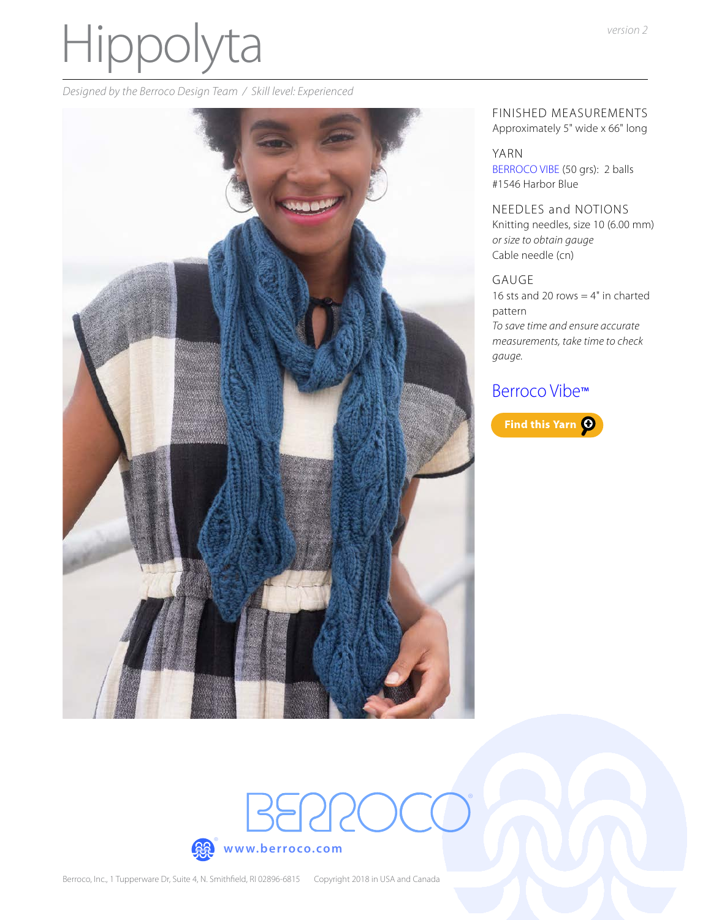# Hippolyta

version 2

*Designed by the Berroco Design Team / Skill level: Experienced*

## FINISHED MEASUREMENTS

Approximately 5" wide x 66" long

## YARN

BERROCO VIBE (50 grs): 2 balls #1546 Harbor Blue

## NEEDLES and NOTIONS

Knitting needles, size 10 (6.00 mm) *or size to obtain gauge*

Cable needle (cn)

## GAUGE

16 sts and 20 rows = 4" in charted pattern

*To save time and ensure accurate measurements, take time to check gauge.*

## Berroco Vibe™

Find this Yarn

BERROCO

www.berroco.com

Berroco, Inc., 1 Tupperware Dr, Suite 4, N. Smithfield, RI 02896-6815 Copyright 2018 in USA and Canada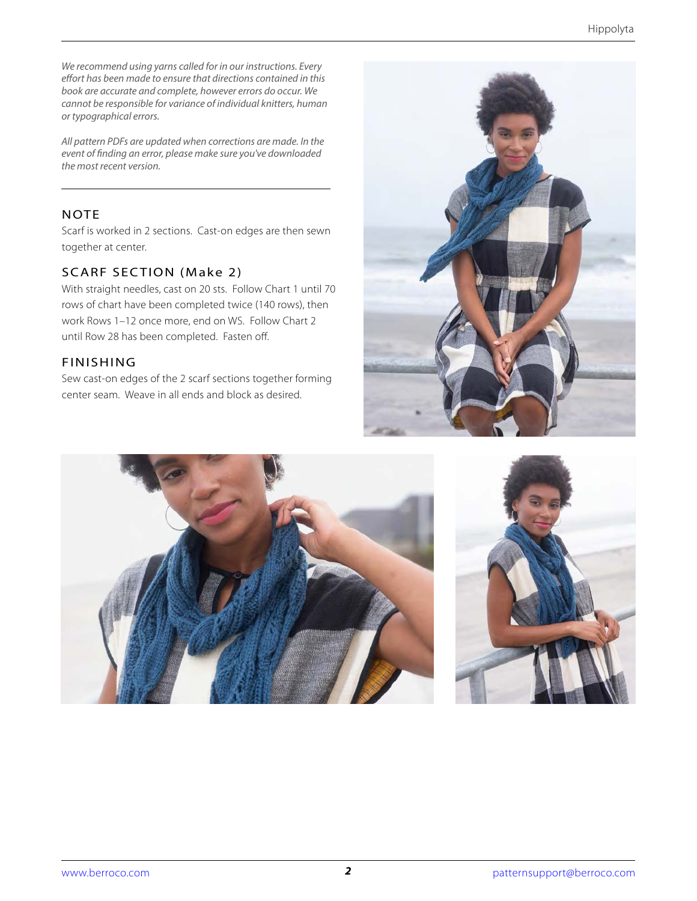*We recommend using yarns called for in our instructions. Every effort has been made to ensure that directions contained in this book are accurate and complete, however errors do occur. We cannot be responsible for variance of individual knitters, human or typographical errors.*

*All pattern PDFs are updated when corrections are made. In the event of finding an error, please make sure you've downloaded the most recent version.*

---

## NOTE

Scarf is worked in 2 sections. Cast-on edges are then sewn together at center.

## SCARF SECTION (Make 2)

With straight needles, cast on 20 sts. Follow Chart 1 until 70 rows of chart have been completed twice (140 rows), then work Rows 1–12 once more, end on WS. Follow Chart 2 until Row 28 has been completed. Fasten off.

## FINISHING

Sew cast-on edges of the 2 scarf sections together forming center seam. Weave in all ends and block as desired.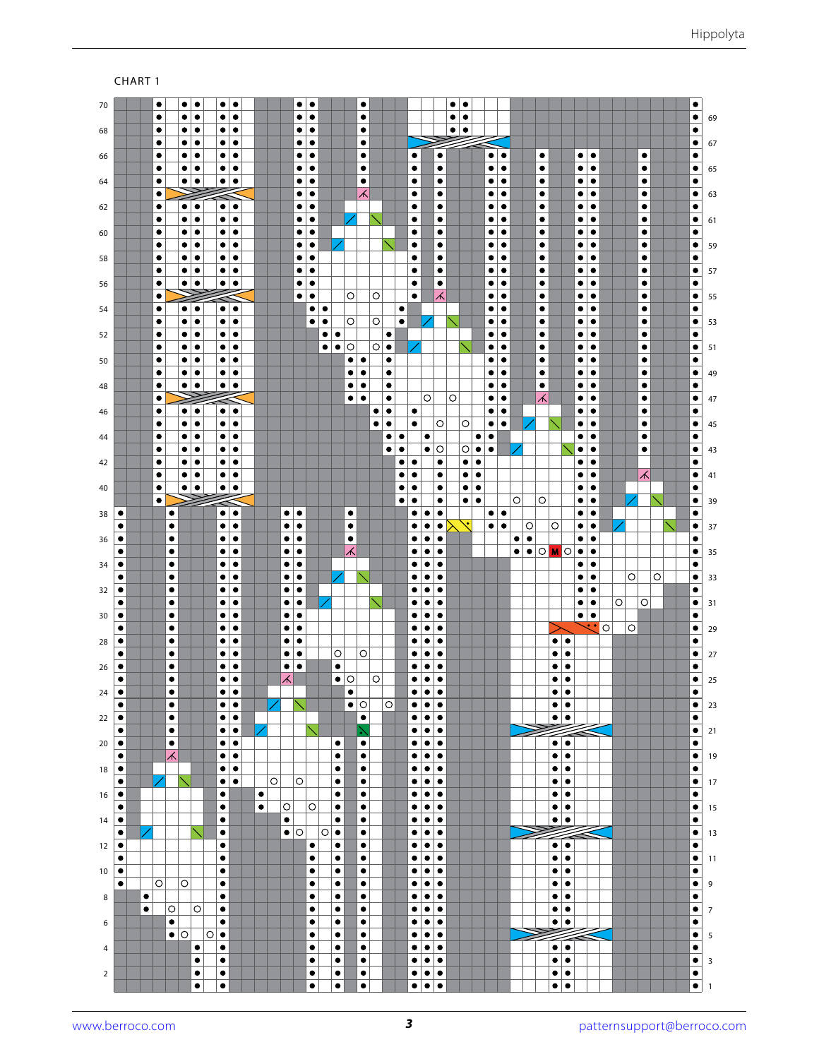CHART 1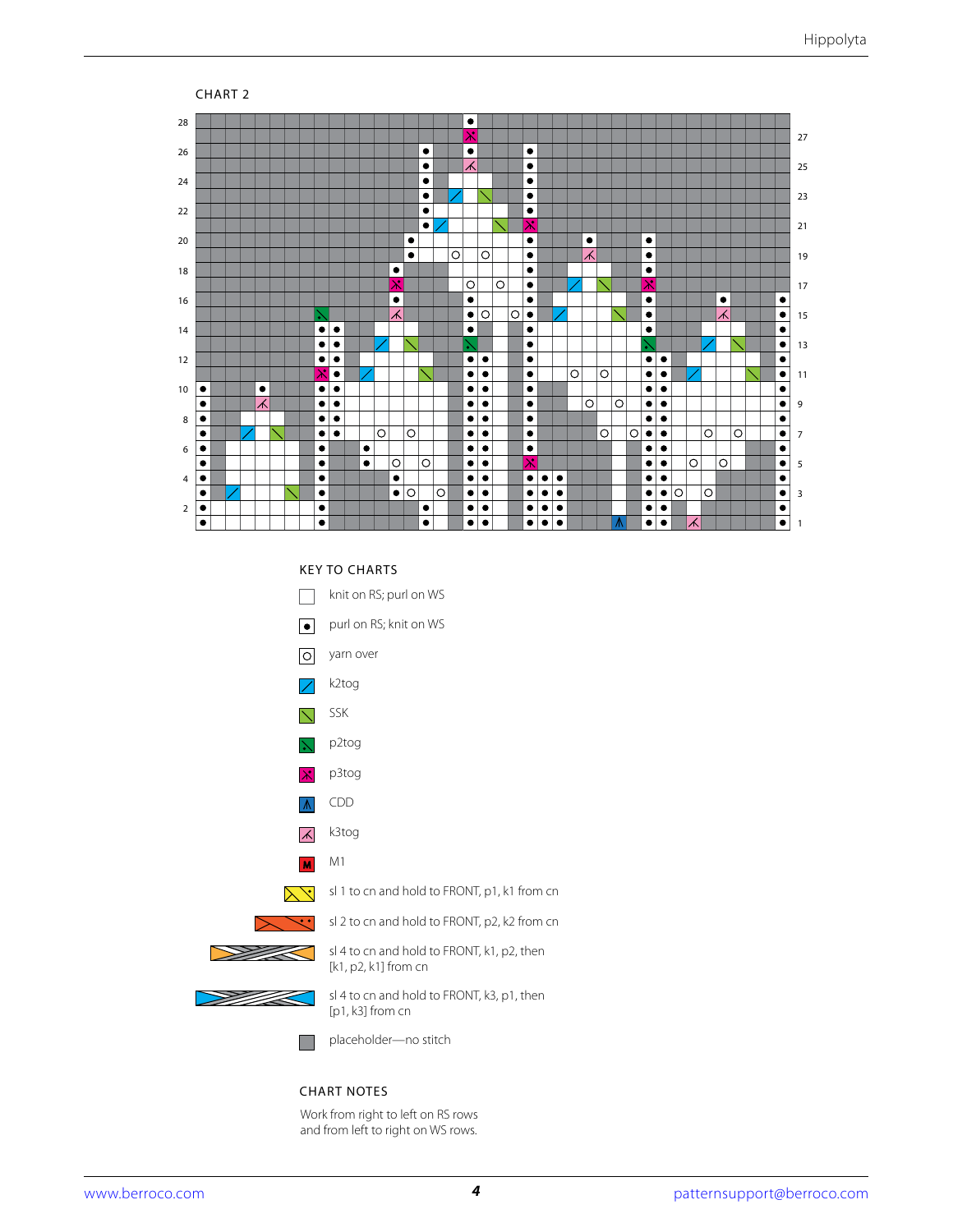CHART 2

28
27
26
25
24
23
22
21
20
19
18
17
16
15
14
13
12
11
10
9
8
7
6
5
4
3
2
1

### KEY TO CHARTS

- knit on RS; purl on WS
- purl on RS; knit on WS
- yarn over
- k2tog
- SSK
- p2tog
- p3tog
- CDD
- k3tog
- M1
- sl 1 to cn and hold to FRONT, p1, k1 from cn
- sl 2 to cn and hold to FRONT, p2, k2 from cn
- sl 4 to cn and hold to FRONT, k1, p2, then [k1, p2, k1] from cn
- sl 4 to cn and hold to FRONT, k3, p1, then [p1, k3] from cn
- placeholder—no stitch

### CHART NOTES

Work from right to left on RS rows and from left to right on WS rows.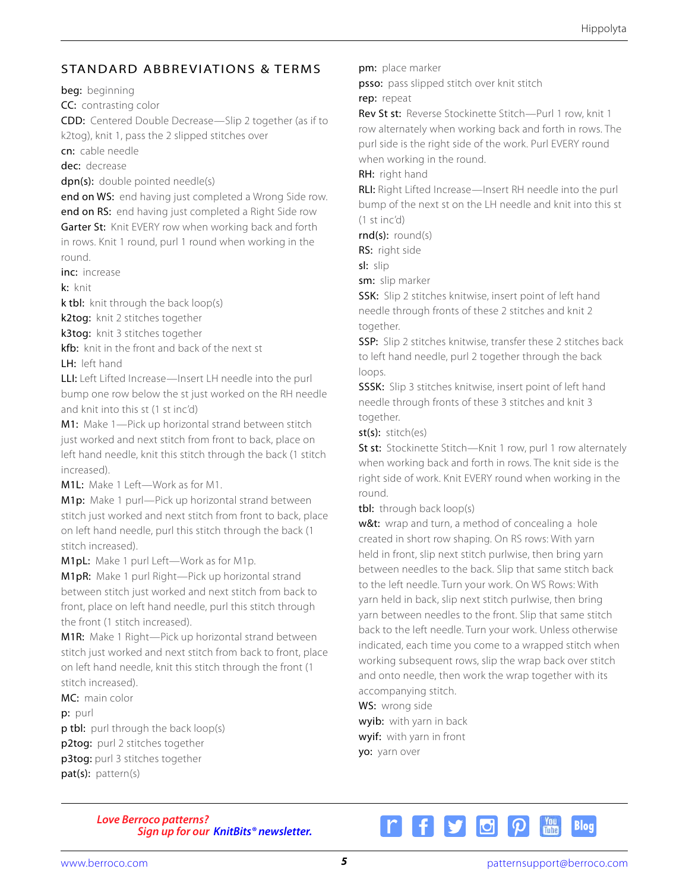## STANDARD ABBREVIATIONS & TERMS

**beg:** beginning
**CC:** contrasting color
**CDD:** Centered Double Decrease—Slip 2 together (as if to k2tog), knit 1, pass the 2 slipped stitches over
**cn:** cable needle
**dec:** decrease
**dpn(s):** double pointed needle(s)
**end on WS:** end having just completed a Wrong Side row.
**end on RS:** end having just completed a Right Side row
**Garter St:** Knit EVERY row when working back and forth in rows. Knit 1 round, purl 1 round when working in the round.
**inc:** increase
**k:** knit
**k tbl:** knit through the back loop(s)
**k2tog:** knit 2 stitches together
**k3tog:** knit 3 stitches together
**kfb:** knit in the front and back of the next st
**LH:** left hand
**LLI:** Left Lifted Increase—Insert LH needle into the purl bump one row below the st just worked on the RH needle and knit into this st (1 st inc'd)
**M1:** Make 1—Pick up horizontal strand between stitch just worked and next stitch from front to back, place on left hand needle, knit this stitch through the back (1 stitch increased).
**M1L:** Make 1 Left—Work as for M1.
**M1p:** Make 1 purl—Pick up horizontal strand between stitch just worked and next stitch from front to back, place on left hand needle, purl this stitch through the back (1 stitch increased).
**M1pL:** Make 1 purl Left—Work as for M1p.
**M1pR:** Make 1 purl Right—Pick up horizontal strand between stitch just worked and next stitch from back to front, place on left hand needle, purl this stitch through the front (1 stitch increased).
**M1R:** Make 1 Right—Pick up horizontal strand between stitch just worked and next stitch from back to front, place on left hand needle, knit this stitch through the front (1 stitch increased).
**MC:** main color
**p:** purl
**p tbl:** purl through the back loop(s)
**p2tog:** purl 2 stitches together
**p3tog:** purl 3 stitches together
**pat(s):** pattern(s)
**pm:** place marker
**psso:** pass slipped stitch over knit stitch
**rep:** repeat
**Rev St st:** Reverse Stockinette Stitch—Purl 1 row, knit 1 row alternately when working back and forth in rows. The purl side is the right side of the work. Purl EVERY round when working in the round.
**RH:** right hand
**RLI:** Right Lifted Increase—Insert RH needle into the purl bump of the next st on the LH needle and knit into this st (1 st inc'd)
**rnd(s):** round(s)
**RS:** right side
**sl:** slip
**sm:** slip marker
**SSK:** Slip 2 stitches knitwise, insert point of left hand needle through fronts of these 2 stitches and knit 2 together.
**SSP:** Slip 2 stitches knitwise, transfer these 2 stitches back to left hand needle, purl 2 together through the back loops.
**SSSK:** Slip 3 stitches knitwise, insert point of left hand needle through fronts of these 3 stitches and knit 3 together.
**st(s):** stitch(es)
**St st:** Stockinette Stitch—Knit 1 row, purl 1 row alternately when working back and forth in rows. The knit side is the right side of work. Knit EVERY round when working in the round.
**tbl:** through back loop(s)
**w&t:** wrap and turn, a method of concealing a hole created in short row shaping. On RS rows: With yarn held in front, slip next stitch purlwise, then bring yarn between needles to the back. Slip that same stitch back to the left needle. Turn your work. On WS Rows: With yarn held in back, slip next stitch purlwise, then bring yarn between needles to the front. Slip that same stitch back to the left needle. Turn your work. Unless otherwise indicated, each time you come to a wrapped stitch when working subsequent rows, slip the wrap back over stitch and onto needle, then work the wrap together with its accompanying stitch.
**WS:** wrong side
**wyib:** with yarn in back
**wyif:** with yarn in front
**yo:** yarn over

*Love Berroco patterns? Sign up for our KnitBits® newsletter.*

www.berroco.com | patternsupport@berroco.com